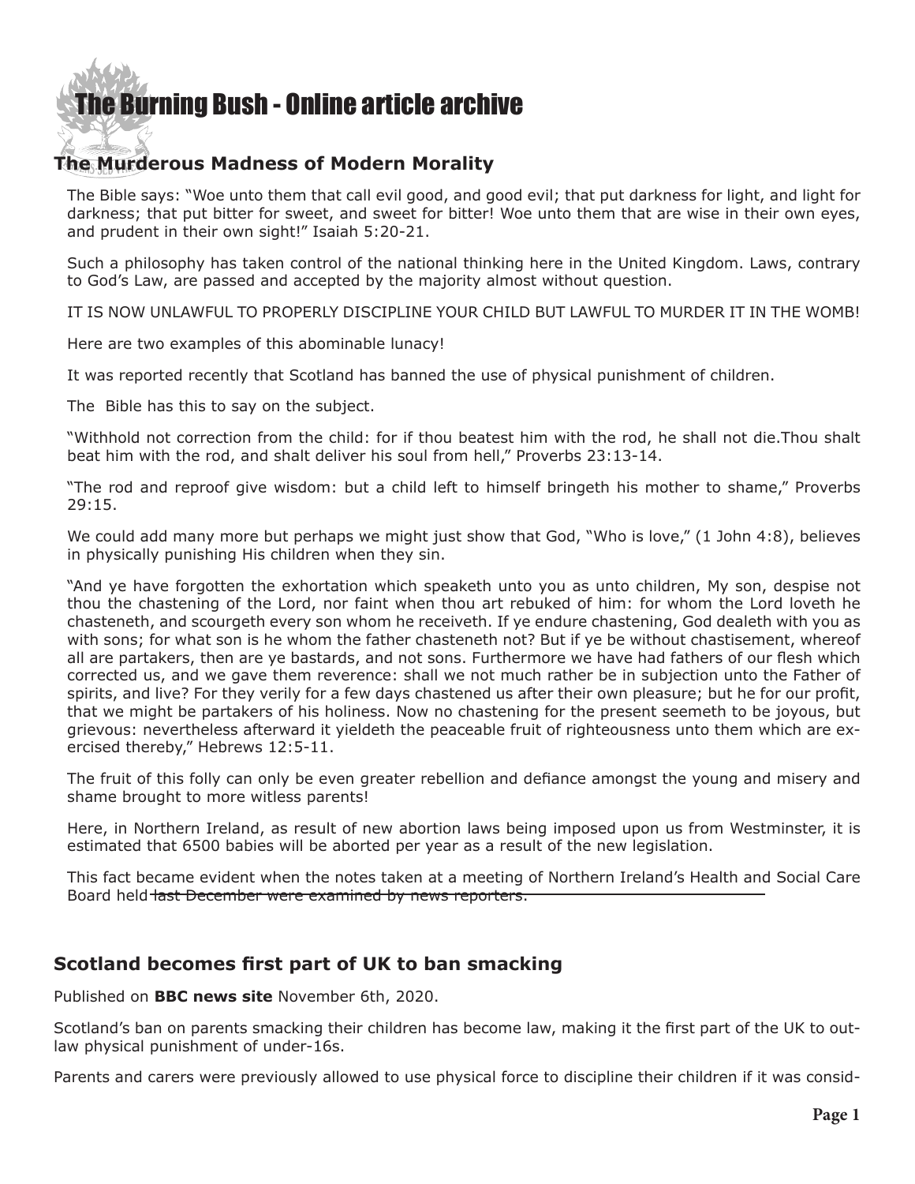# The Burning Bush - Online article archive

## The Murderous Madness of Modern Morality

The Bible says: "Woe unto them that call evil good, and good evil; that put darkness for light, and light for darkness; that put bitter for sweet, and sweet for bitter! Woe unto them that are wise in their own eyes, and prudent in their own sight!" Isaiah 5:20-21.

Such a philosophy has taken control of the national thinking here in the United Kingdom. Laws, contrary to God's Law, are passed and accepted by the majority almost without question.

IT IS NOW UNLAWFUL TO PROPERLY DISCIPLINE YOUR CHILD BUT LAWFUL TO MURDER IT IN THE WOMB!

Here are two examples of this abominable lunacy!

It was reported recently that Scotland has banned the use of physical punishment of children.

The Bible has this to say on the subject.

"Withhold not correction from the child: for if thou beatest him with the rod, he shall not die.Thou shalt beat him with the rod, and shalt deliver his soul from hell," Proverbs 23:13-14.

"The rod and reproof give wisdom: but a child left to himself bringeth his mother to shame," Proverbs 29:15.

We could add many more but perhaps we might just show that God, "Who is love," (1 John 4:8), believes in physically punishing His children when they sin.

"And ye have forgotten the exhortation which speaketh unto you as unto children, My son, despise not thou the chastening of the Lord, nor faint when thou art rebuked of him: for whom the Lord loveth he chasteneth, and scourgeth every son whom he receiveth. If ye endure chastening, God dealeth with you as with sons; for what son is he whom the father chasteneth not? But if ye be without chastisement, whereof all are partakers, then are ye bastards, and not sons. Furthermore we have had fathers of our flesh which corrected us, and we gave them reverence: shall we not much rather be in subjection unto the Father of spirits, and live? For they verily for a few days chastened us after their own pleasure; but he for our profit, that we might be partakers of his holiness. Now no chastening for the present seemeth to be joyous, but grievous: nevertheless afterward it yieldeth the peaceable fruit of righteousness unto them which are exercised thereby," Hebrews 12:5-11.

The fruit of this folly can only be even greater rebellion and defiance amongst the young and misery and shame brought to more witless parents!

Here, in Northern Ireland, as result of new abortion laws being imposed upon us from Westminster, it is estimated that 6500 babies will be aborted per year as a result of the new legislation.

This fact became evident when the notes taken at a meeting of Northern Ireland's Health and Social Care Board held ~~last December were examined by news reporters.~~

## Scotland becomes first part of UK to ban smacking

Published on **BBC news site** November 6th, 2020.

Scotland's ban on parents smacking their children has become law, making it the first part of the UK to outlaw physical punishment of under-16s.

Parents and carers were previously allowed to use physical force to discipline their children if it was consid-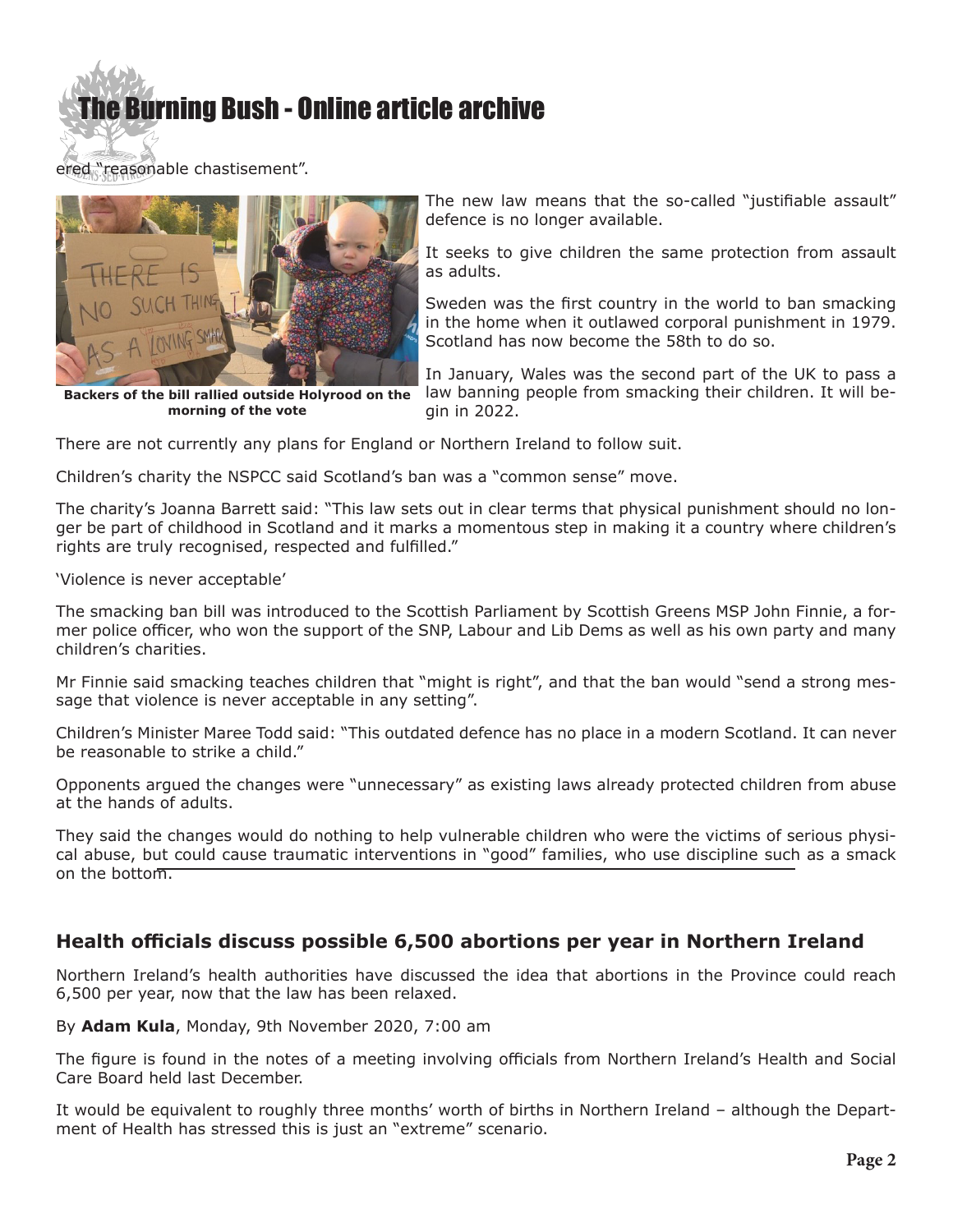ered "reasonable chastisement".

Backers of the bill rallied outside Holyrood on the morning of the vote

The new law means that the so-called "justifiable assault" defence is no longer available.

It seeks to give children the same protection from assault as adults.

Sweden was the first country in the world to ban smacking in the home when it outlawed corporal punishment in 1979. Scotland has now become the 58th to do so.

In January, Wales was the second part of the UK to pass a law banning people from smacking their children. It will begin in 2022.

There are not currently any plans for England or Northern Ireland to follow suit.

Children's charity the NSPCC said Scotland's ban was a "common sense" move.

The charity's Joanna Barrett said: "This law sets out in clear terms that physical punishment should no longer be part of childhood in Scotland and it marks a momentous step in making it a country where children's rights are truly recognised, respected and fulfilled."

'Violence is never acceptable'

The smacking ban bill was introduced to the Scottish Parliament by Scottish Greens MSP John Finnie, a former police officer, who won the support of the SNP, Labour and Lib Dems as well as his own party and many children's charities.

Mr Finnie said smacking teaches children that "might is right", and that the ban would "send a strong message that violence is never acceptable in any setting".

Children's Minister Maree Todd said: "This outdated defence has no place in a modern Scotland. It can never be reasonable to strike a child."

Opponents argued the changes were "unnecessary" as existing laws already protected children from abuse at the hands of adults.

They said the changes would do nothing to help vulnerable children who were the victims of serious physical abuse, but could cause traumatic interventions in "good" families, who use discipline such as a smack on the bottom.

## Health officials discuss possible 6,500 abortions per year in Northern Ireland

Northern Ireland's health authorities have discussed the idea that abortions in the Province could reach 6,500 per year, now that the law has been relaxed.

By **Adam Kula**, Monday, 9th November 2020, 7:00 am

The figure is found in the notes of a meeting involving officials from Northern Ireland's Health and Social Care Board held last December.

It would be equivalent to roughly three months' worth of births in Northern Ireland – although the Department of Health has stressed this is just an "extreme" scenario.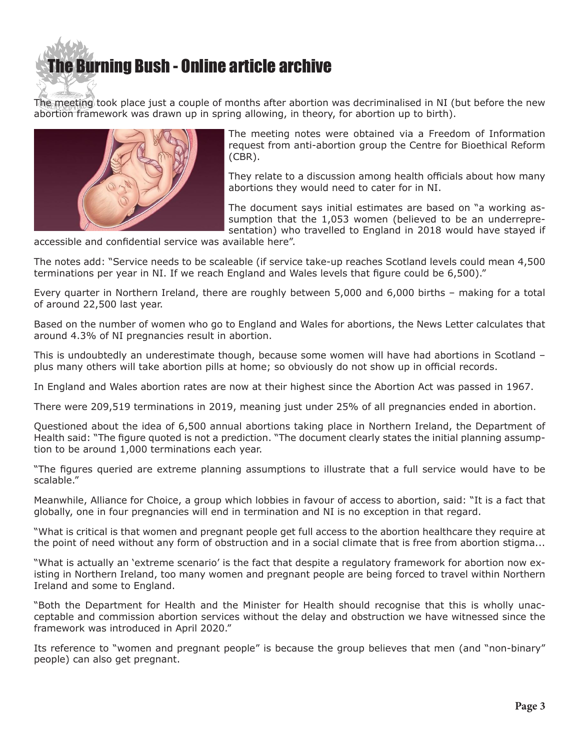The meeting took place just a couple of months after abortion was decriminalised in NI (but before the new abortion framework was drawn up in spring allowing, in theory, for abortion up to birth).

The meeting notes were obtained via a Freedom of Information request from anti-abortion group the Centre for Bioethical Reform (CBR).

They relate to a discussion among health officials about how many abortions they would need to cater for in NI.

The document says initial estimates are based on "a working assumption that the 1,053 women (believed to be an underrepresentation) who travelled to England in 2018 would have stayed if accessible and confidential service was available here".

The notes add: "Service needs to be scaleable (if service take-up reaches Scotland levels could mean 4,500 terminations per year in NI. If we reach England and Wales levels that figure could be 6,500)."

Every quarter in Northern Ireland, there are roughly between 5,000 and 6,000 births – making for a total of around 22,500 last year.

Based on the number of women who go to England and Wales for abortions, the News Letter calculates that around 4.3% of NI pregnancies result in abortion.

This is undoubtedly an underestimate though, because some women will have had abortions in Scotland – plus many others will take abortion pills at home; so obviously do not show up in official records.

In England and Wales abortion rates are now at their highest since the Abortion Act was passed in 1967.

There were 209,519 terminations in 2019, meaning just under 25% of all pregnancies ended in abortion.

Questioned about the idea of 6,500 annual abortions taking place in Northern Ireland, the Department of Health said: "The figure quoted is not a prediction. "The document clearly states the initial planning assumption to be around 1,000 terminations each year.

"The figures queried are extreme planning assumptions to illustrate that a full service would have to be scalable."

Meanwhile, Alliance for Choice, a group which lobbies in favour of access to abortion, said: "It is a fact that globally, one in four pregnancies will end in termination and NI is no exception in that regard.

"What is critical is that women and pregnant people get full access to the abortion healthcare they require at the point of need without any form of obstruction and in a social climate that is free from abortion stigma...

"What is actually an 'extreme scenario' is the fact that despite a regulatory framework for abortion now existing in Northern Ireland, too many women and pregnant people are being forced to travel within Northern Ireland and some to England.

"Both the Department for Health and the Minister for Health should recognise that this is wholly unacceptable and commission abortion services without the delay and obstruction we have witnessed since the framework was introduced in April 2020."

Its reference to "women and pregnant people" is because the group believes that men (and "non-binary" people) can also get pregnant.